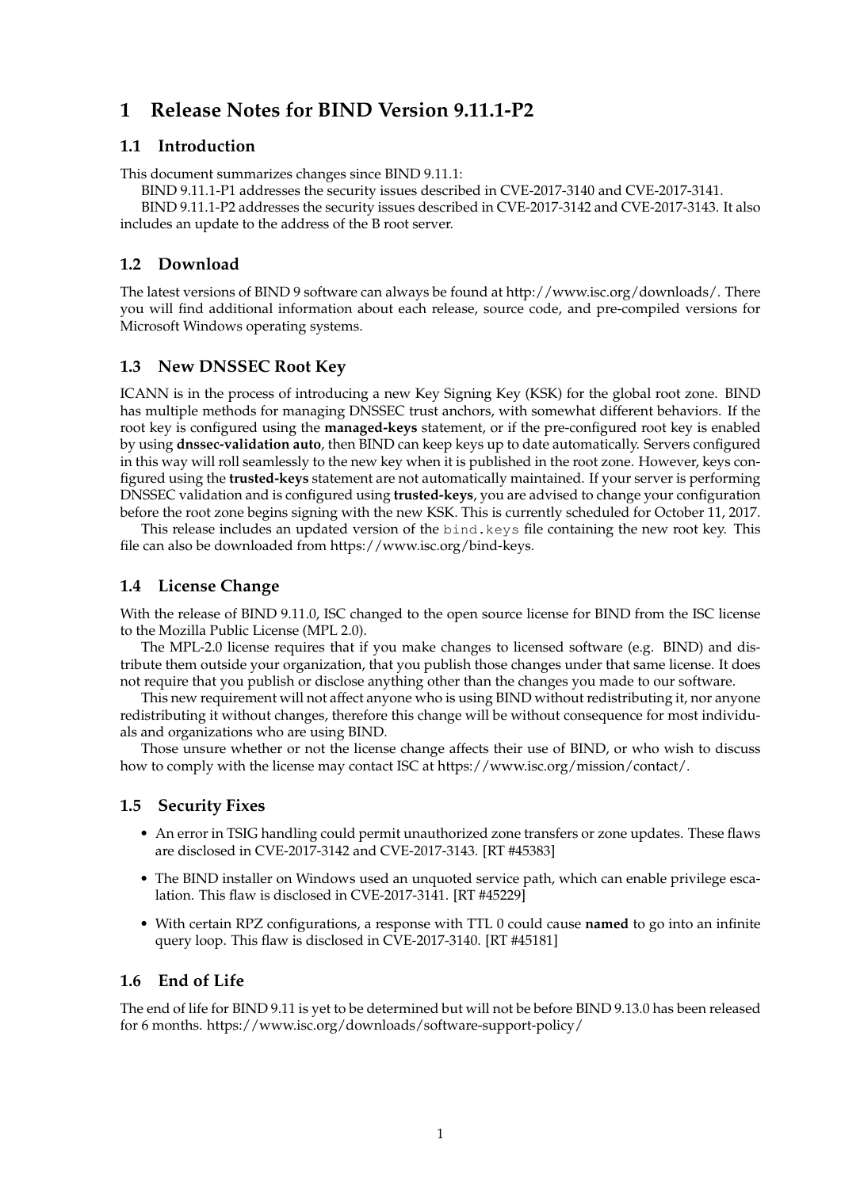# 1 Release Notes for BIND Version 9.11.1-P2

## 1.1 Introduction

This document summarizes changes since BIND 9.11.1:

BIND 9.11.1-P1 addresses the security issues described in CVE-2017-3140 and CVE-2017-3141.

BIND 9.11.1-P2 addresses the security issues described in CVE-2017-3142 and CVE-2017-3143. It also includes an update to the address of the B root server.

## 1.2 Download

The latest versions of BIND 9 software can always be found at http://www.isc.org/downloads/. There you will find additional information about each release, source code, and pre-compiled versions for Microsoft Windows operating systems.

## 1.3 New DNSSEC Root Key

ICANN is in the process of introducing a new Key Signing Key (KSK) for the global root zone. BIND has multiple methods for managing DNSSEC trust anchors, with somewhat different behaviors. If the root key is configured using the **managed-keys** statement, or if the pre-configured root key is enabled by using **dnssec-validation auto**, then BIND can keep keys up to date automatically. Servers configured in this way will roll seamlessly to the new key when it is published in the root zone. However, keys configured using the **trusted-keys** statement are not automatically maintained. If your server is performing DNSSEC validation and is configured using **trusted-keys**, you are advised to change your configuration before the root zone begins signing with the new KSK. This is currently scheduled for October 11, 2017.

This release includes an updated version of the `bind.keys` file containing the new root key. This file can also be downloaded from https://www.isc.org/bind-keys.

## 1.4 License Change

With the release of BIND 9.11.0, ISC changed to the open source license for BIND from the ISC license to the Mozilla Public License (MPL 2.0).

The MPL-2.0 license requires that if you make changes to licensed software (e.g. BIND) and distribute them outside your organization, that you publish those changes under that same license. It does not require that you publish or disclose anything other than the changes you made to our software.

This new requirement will not affect anyone who is using BIND without redistributing it, nor anyone redistributing it without changes, therefore this change will be without consequence for most individuals and organizations who are using BIND.

Those unsure whether or not the license change affects their use of BIND, or who wish to discuss how to comply with the license may contact ISC at https://www.isc.org/mission/contact/.

## 1.5 Security Fixes

- An error in TSIG handling could permit unauthorized zone transfers or zone updates. These flaws are disclosed in CVE-2017-3142 and CVE-2017-3143. [RT #45383]
- The BIND installer on Windows used an unquoted service path, which can enable privilege escalation. This flaw is disclosed in CVE-2017-3141. [RT #45229]
- With certain RPZ configurations, a response with TTL 0 could cause **named** to go into an infinite query loop. This flaw is disclosed in CVE-2017-3140. [RT #45181]

## 1.6 End of Life

The end of life for BIND 9.11 is yet to be determined but will not be before BIND 9.13.0 has been released for 6 months. https://www.isc.org/downloads/software-support-policy/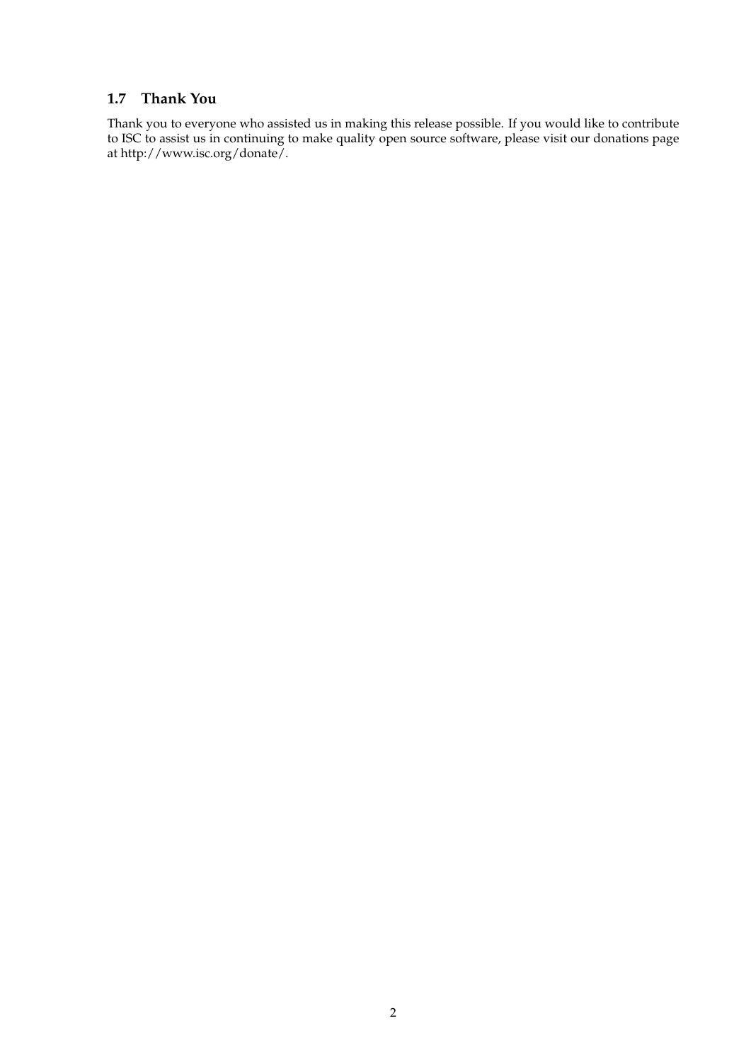### 1.7 Thank You

Thank you to everyone who assisted us in making this release possible. If you would like to contribute to ISC to assist us in continuing to make quality open source software, please visit our donations page at http://www.isc.org/donate/.